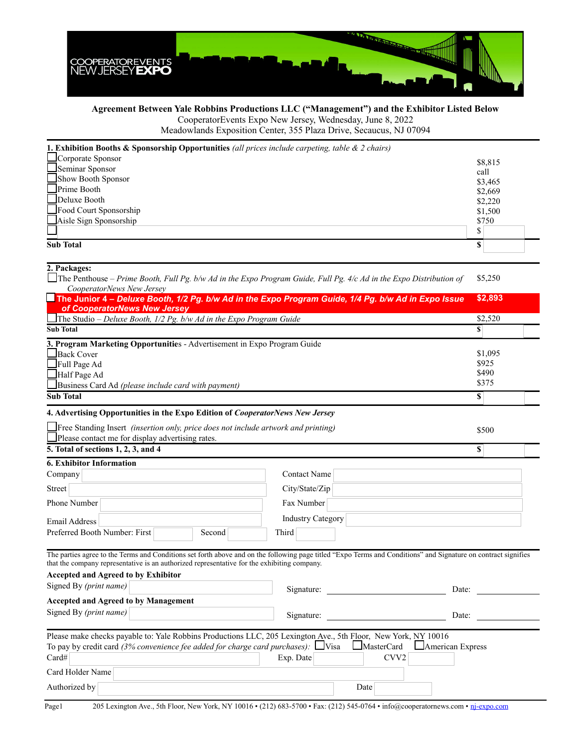COOPERATOREVENTS NEW JERSEY EXPO

**Agreement Between Yale Robbins Productions LLC ("Management") and the Exhibitor Listed Below**

CooperatorEvents Expo New Jersey, Wednesday, June 8, 2022

Meadowlands Exposition Center, 355 Plaza Drive, Secaucus, NJ 07094

**1. Exhibition Booths & Sponsorship Opportunities** *(all prices include carpeting, table & 2 chairs)*

| | |
|---|---|
| ☐ Corporate Sponsor | $8,815 |
| ☐ Seminar Sponsor | call |
| ☐ Show Booth Sponsor | $3,465 |
| ☐ Prime Booth | $2,669 |
| ☐ Deluxe Booth | $2,220 |
| ☐ Food Court Sponsorship | $1,500 |
| ☐ Aisle Sign Sponsorship | $750 |
| ☐ | $ |
| **Sub Total** | **$** |

**2. Packages:**

| | |
|---|---|
| ☐ The Penthouse – *Prime Booth, Full Pg. b/w Ad in the Expo Program Guide, Full Pg. 4/c Ad in the Expo Distribution of CooperatorNews New Jersey* | $5,250 |
| ☐ **The Junior 4 – *Deluxe Booth, 1/2 Pg. b/w Ad in the Expo Program Guide, 1/4 Pg. b/w Ad in Expo Issue of CooperatorNews New Jersey*** | **$2,893** |
| ☐ The Studio – *Deluxe Booth, 1/2 Pg. b/w Ad in the Expo Program Guide* | $2,520 |
| **Sub Total** | **$** |

**3. Program Marketing Opportunities** - Advertisement in Expo Program Guide

| | |
|---|---|
| ☐ Back Cover | $1,095 |
| ☐ Full Page Ad | $925 |
| ☐ Half Page Ad | $490 |
| ☐ Business Card Ad *(please include card with payment)* | $375 |
| **Sub Total** | **$** |

**4. Advertising Opportunities in the Expo Edition of *CooperatorNews New Jersey***

| | |
|---|---|
| ☐ Free Standing Insert *(insertion only, price does not include artwork and printing)* | $500 |
| ☐ Please contact me for display advertising rates. | |

| | |
|---|---|
| **5. Total of sections 1, 2, 3, and 4** | **$** |

**6. Exhibitor Information**

| | | | |
|---|---|---|---|
| Company | | Contact Name | |
| Street | | City/State/Zip | |
| Phone Number | | Fax Number | |
| Email Address | | Industry Category | |

Preferred Booth Number: First ______ Second ______ Third ______

The parties agree to the Terms and Conditions set forth above and on the following page titled "Expo Terms and Conditions" and Signature on contract signifies that the company representative is an authorized representative for the exhibiting company.

**Accepted and Agreed to by Exhibitor**

Signed By *(print name)* ______ Signature: ______ Date: ______

**Accepted and Agreed to by Management**

Signed By *(print name)* ______ Signature: ______ Date: ______

Please make checks payable to: Yale Robbins Productions LLC, 205 Lexington Ave., 5th Floor, New York, NY 10016

To pay by credit card *(3% convenience fee added for charge card purchases)*: ☐ Visa ☐ MasterCard ☐ American Express

Card# ______ Exp. Date ______ CVV2 ______

Card Holder Name ______

Authorized by ______ Date ______

205 Lexington Ave., 5th Floor, New York, NY 10016 • (212) 683-5700 • Fax: (212) 545-0764 • info@cooperatornews.com • nj-expo.com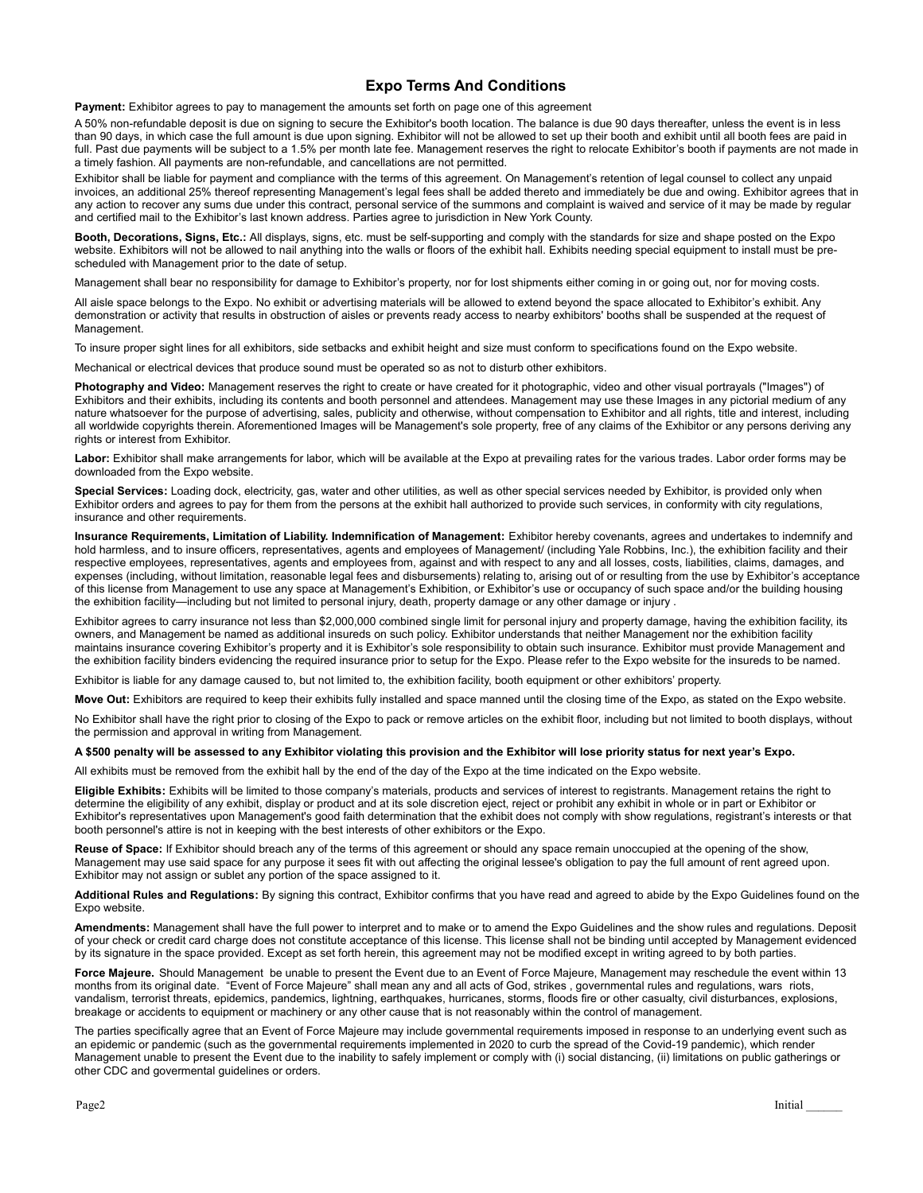# Expo Terms And Conditions

**Payment:** Exhibitor agrees to pay to management the amounts set forth on page one of this agreement

A 50% non-refundable deposit is due on signing to secure the Exhibitor's booth location. The balance is due 90 days thereafter, unless the event is in less than 90 days, in which case the full amount is due upon signing. Exhibitor will not be allowed to set up their booth and exhibit until all booth fees are paid in full. Past due payments will be subject to a 1.5% per month late fee. Management reserves the right to relocate Exhibitor's booth if payments are not made in a timely fashion. All payments are non-refundable, and cancellations are not permitted.

Exhibitor shall be liable for payment and compliance with the terms of this agreement. On Management's retention of legal counsel to collect any unpaid invoices, an additional 25% thereof representing Management's legal fees shall be added thereto and immediately be due and owing. Exhibitor agrees that in any action to recover any sums due under this contract, personal service of the summons and complaint is waived and service of it may be made by regular and certified mail to the Exhibitor's last known address. Parties agree to jurisdiction in New York County.

**Booth, Decorations, Signs, Etc.:** All displays, signs, etc. must be self-supporting and comply with the standards for size and shape posted on the Expo website. Exhibitors will not be allowed to nail anything into the walls or floors of the exhibit hall. Exhibits needing special equipment to install must be pre-scheduled with Management prior to the date of setup.

Management shall bear no responsibility for damage to Exhibitor's property, nor for lost shipments either coming in or going out, nor for moving costs.

All aisle space belongs to the Expo. No exhibit or advertising materials will be allowed to extend beyond the space allocated to Exhibitor's exhibit. Any demonstration or activity that results in obstruction of aisles or prevents ready access to nearby exhibitors' booths shall be suspended at the request of Management.

To insure proper sight lines for all exhibitors, side setbacks and exhibit height and size must conform to specifications found on the Expo website.

Mechanical or electrical devices that produce sound must be operated so as not to disturb other exhibitors.

**Photography and Video:** Management reserves the right to create or have created for it photographic, video and other visual portrayals ("Images") of Exhibitors and their exhibits, including its contents and booth personnel and attendees. Management may use these Images in any pictorial medium of any nature whatsoever for the purpose of advertising, sales, publicity and otherwise, without compensation to Exhibitor and all rights, title and interest, including all worldwide copyrights therein. Aforementioned Images will be Management's sole property, free of any claims of the Exhibitor or any persons deriving any rights or interest from Exhibitor.

**Labor:** Exhibitor shall make arrangements for labor, which will be available at the Expo at prevailing rates for the various trades. Labor order forms may be downloaded from the Expo website.

**Special Services:** Loading dock, electricity, gas, water and other utilities, as well as other special services needed by Exhibitor, is provided only when Exhibitor orders and agrees to pay for them from the persons at the exhibit hall authorized to provide such services, in conformity with city regulations, insurance and other requirements.

**Insurance Requirements, Limitation of Liability. Indemnification of Management:** Exhibitor hereby covenants, agrees and undertakes to indemnify and hold harmless, and to insure officers, representatives, agents and employees of Management/ (including Yale Robbins, Inc.), the exhibition facility and their respective employees, representatives, agents and employees from, against and with respect to any and all losses, costs, liabilities, claims, damages, and expenses (including, without limitation, reasonable legal fees and disbursements) relating to, arising out of or resulting from the use by Exhibitor's acceptance of this license from Management to use any space at Management's Exhibition, or Exhibitor's use or occupancy of such space and/or the building housing the exhibition facility—including but not limited to personal injury, death, property damage or any other damage or injury .

Exhibitor agrees to carry insurance not less than $2,000,000 combined single limit for personal injury and property damage, having the exhibition facility, its owners, and Management be named as additional insureds on such policy. Exhibitor understands that neither Management nor the exhibition facility maintains insurance covering Exhibitor's property and it is Exhibitor's sole responsibility to obtain such insurance. Exhibitor must provide Management and the exhibition facility binders evidencing the required insurance prior to setup for the Expo. Please refer to the Expo website for the insureds to be named.

Exhibitor is liable for any damage caused to, but not limited to, the exhibition facility, booth equipment or other exhibitors' property.

**Move Out:** Exhibitors are required to keep their exhibits fully installed and space manned until the closing time of the Expo, as stated on the Expo website.

No Exhibitor shall have the right prior to closing of the Expo to pack or remove articles on the exhibit floor, including but not limited to booth displays, without the permission and approval in writing from Management.

**A $500 penalty will be assessed to any Exhibitor violating this provision and the Exhibitor will lose priority status for next year's Expo.**

All exhibits must be removed from the exhibit hall by the end of the day of the Expo at the time indicated on the Expo website.

**Eligible Exhibits:** Exhibits will be limited to those company's materials, products and services of interest to registrants. Management retains the right to determine the eligibility of any exhibit, display or product and at its sole discretion eject, reject or prohibit any exhibit in whole or in part or Exhibitor or Exhibitor's representatives upon Management's good faith determination that the exhibit does not comply with show regulations, registrant's interests or that booth personnel's attire is not in keeping with the best interests of other exhibitors or the Expo.

**Reuse of Space:** If Exhibitor should breach any of the terms of this agreement or should any space remain unoccupied at the opening of the show, Management may use said space for any purpose it sees fit with out affecting the original lessee's obligation to pay the full amount of rent agreed upon. Exhibitor may not assign or sublet any portion of the space assigned to it.

**Additional Rules and Regulations:** By signing this contract, Exhibitor confirms that you have read and agreed to abide by the Expo Guidelines found on the Expo website.

**Amendments:** Management shall have the full power to interpret and to make or to amend the Expo Guidelines and the show rules and regulations. Deposit of your check or credit card charge does not constitute acceptance of this license. This license shall not be binding until accepted by Management evidenced by its signature in the space provided. Except as set forth herein, this agreement may not be modified except in writing agreed to by both parties.

**Force Majeure.** Should Management be unable to present the Event due to an Event of Force Majeure, Management may reschedule the event within 13 months from its original date. "Event of Force Majeure" shall mean any and all acts of God, strikes , governmental rules and regulations, wars riots, vandalism, terrorist threats, epidemics, pandemics, lightning, earthquakes, hurricanes, storms, floods fire or other casualty, civil disturbances, explosions, breakage or accidents to equipment or machinery or any other cause that is not reasonably within the control of management.

The parties specifically agree that an Event of Force Majeure may include governmental requirements imposed in response to an underlying event such as an epidemic or pandemic (such as the governmental requirements implemented in 2020 to curb the spread of the Covid-19 pandemic), which render Management unable to present the Event due to the inability to safely implement or comply with (i) social distancing, (ii) limitations on public gatherings or other CDC and govermental guidelines or orders.

Initial ______